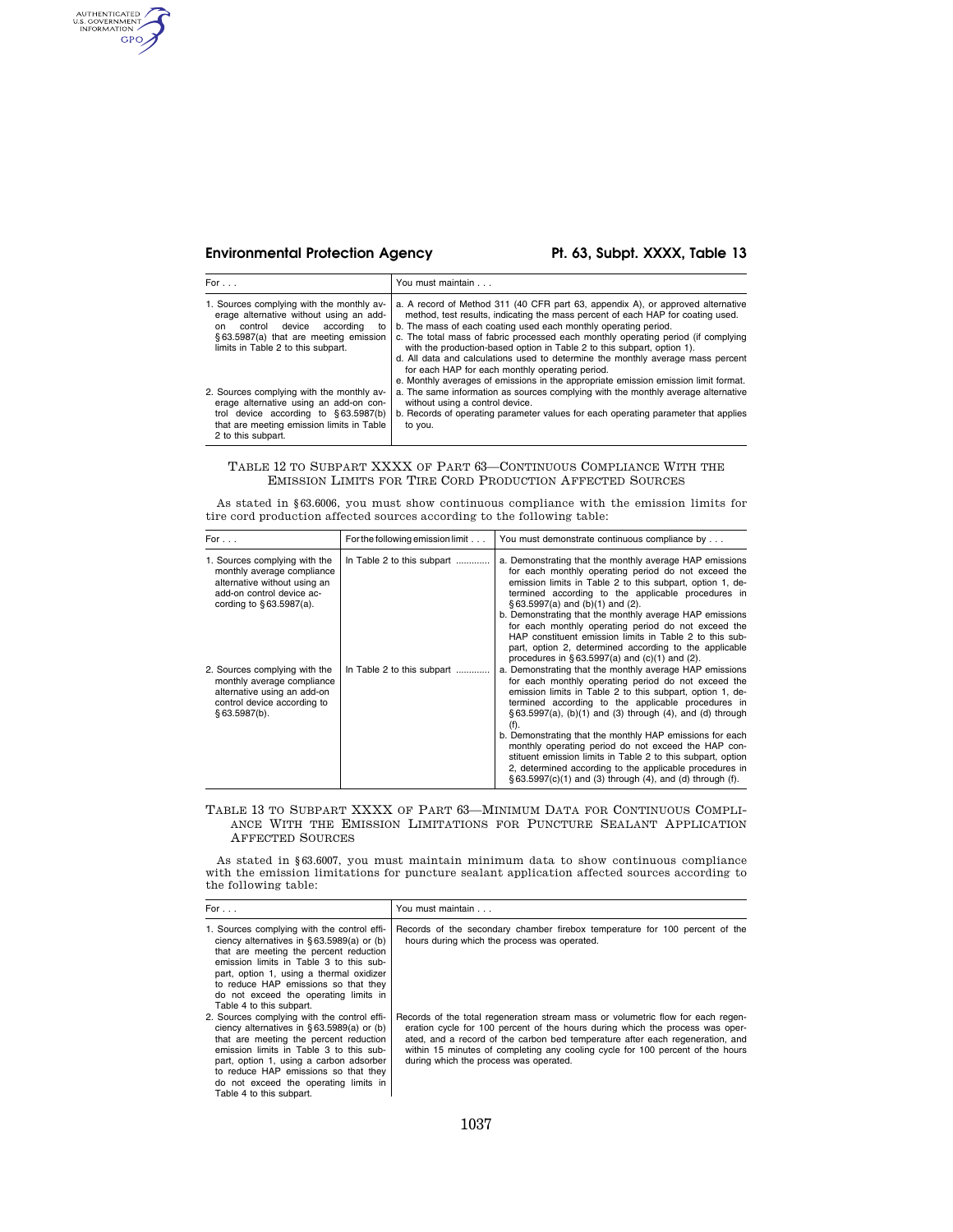| For . . . | You must maintain . . . |
|---|---|
| 1. Sources complying with the monthly average alternative without using an add-on control device according to §63.5987(a) that are meeting emission limits in Table 2 to this subpart. | a. A record of Method 311 (40 CFR part 63, appendix A), or approved alternative method, test results, indicating the mass percent of each HAP for coating used.<br>b. The mass of each coating used each monthly operating period.<br>c. The total mass of fabric processed each monthly operating period (if complying with the production-based option in Table 2 to this subpart, option 1).<br>d. All data and calculations used to determine the monthly average mass percent for each HAP for each monthly operating period.<br>e. Monthly averages of emissions in the appropriate emission emission limit format. |
| 2. Sources complying with the monthly average alternative using an add-on control device according to §63.5987(b) that are meeting emission limits in Table 2 to this subpart. | a. The same information as sources complying with the monthly average alternative without using a control device.<br>b. Records of operating parameter values for each operating parameter that applies to you. |

## TABLE 12 TO SUBPART XXXX OF PART 63—CONTINUOUS COMPLIANCE WITH THE EMISSION LIMITS FOR TIRE CORD PRODUCTION AFFECTED SOURCES

As stated in §63.6006, you must show continuous compliance with the emission limits for tire cord production affected sources according to the following table:

| For . . . | For the following emission limit . . . | You must demonstrate continuous compliance by . . . |
|---|---|---|
| 1. Sources complying with the monthly average compliance alternative without using an add-on control device according to §63.5987(a). | In Table 2 to this subpart | a. Demonstrating that the monthly average HAP emissions for each monthly operating period do not exceed the emission limits in Table 2 to this subpart, option 1, determined according to the applicable procedures in §63.5997(a) and (b)(1) and (2).<br>b. Demonstrating that the monthly average HAP emissions for each monthly operating period do not exceed the HAP constituent emission limits in Table 2 to this subpart, option 2, determined according to the applicable procedures in §63.5997(a) and (c)(1) and (2). |
| 2. Sources complying with the monthly average compliance alternative using an add-on control device according to §63.5987(b). | In Table 2 to this subpart | a. Demonstrating that the monthly average HAP emissions for each monthly operating period do not exceed the emission limits in Table 2 to this subpart, option 1, determined according to the applicable procedures in §63.5997(a), (b)(1) and (3) through (4), and (d) through (f).<br>b. Demonstrating that the monthly HAP emissions for each monthly operating period do not exceed the HAP constituent emission limits in Table 2 to this subpart, option 2, determined according to the applicable procedures in §63.5997(c)(1) and (3) through (4), and (d) through (f). |

## TABLE 13 TO SUBPART XXXX OF PART 63—MINIMUM DATA FOR CONTINUOUS COMPLIANCE WITH THE EMISSION LIMITATIONS FOR PUNCTURE SEALANT APPLICATION AFFECTED SOURCES

As stated in §63.6007, you must maintain minimum data to show continuous compliance with the emission limitations for puncture sealant application affected sources according to the following table:

| For . . . | You must maintain . . . |
|---|---|
| 1. Sources complying with the control efficiency alternatives in §63.5989(a) or (b) that are meeting the percent reduction emission limits in Table 3 to this subpart, option 1, using a thermal oxidizer to reduce HAP emissions so that they do not exceed the operating limits in Table 4 to this subpart. | Records of the secondary chamber firebox temperature for 100 percent of the hours during which the process was operated. |
| 2. Sources complying with the control efficiency alternatives in §63.5989(a) or (b) that are meeting the percent reduction emission limits in Table 3 to this subpart, option 1, using a carbon adsorber to reduce HAP emissions so that they do not exceed the operating limits in Table 4 to this subpart. | Records of the total regeneration stream mass or volumetric flow for each regeneration cycle for 100 percent of the hours during which the process was operated, and a record of the carbon bed temperature after each regeneration, and within 15 minutes of completing any cooling cycle for 100 percent of the hours during which the process was operated. |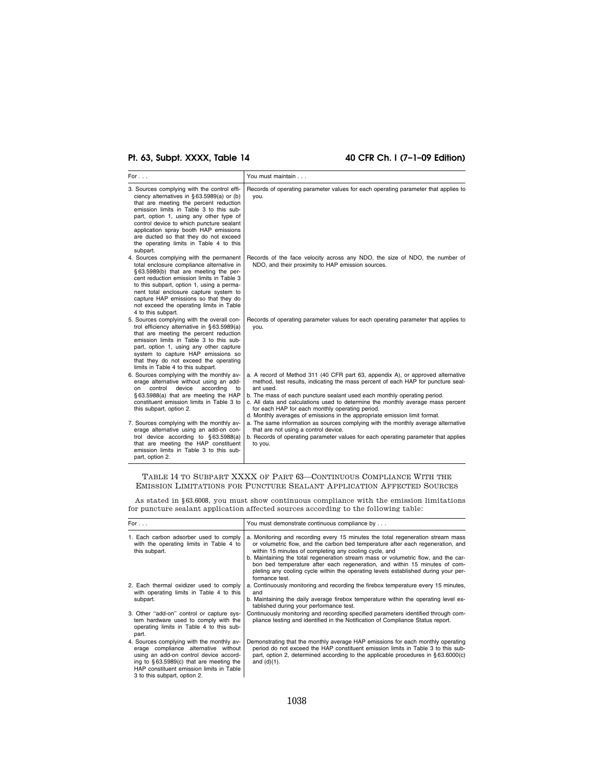| For . . . | You must maintain . . . |
|---|---|
| 3. Sources complying with the control efficiency alternatives in §63.5989(a) or (b) that are meeting the percent reduction emission limits in Table 3 to this subpart, option 1, using any other type of control device to which puncture sealant application spray booth HAP emissions are ducted so that they do not exceed the operating limits in Table 4 to this subpart. | Records of operating parameter values for each operating parameter that applies to you. |
| 4. Sources complying with the permanent total enclosure compliance alternative in §63.5989(b) that are meeting the percent reduction emission limits in Table 3 to this subpart, option 1, using a permanent total enclosure capture system to capture HAP emissions so that they do not exceed the operating limits in Table 4 to this subpart. | Records of the face velocity across any NDO, the size of NDO, the number of NDO, and their proximity to HAP emission sources. |
| 5. Sources complying with the overall control efficiency alternative in §63.5989(a) that are meeting the percent reduction emission limits in Table 3 to this subpart, option 1, using any other capture system to capture HAP emissions so that they do not exceed the operating limits in Table 4 to this subpart. | Records of operating parameter values for each operating parameter that applies to you. |
| 6. Sources complying with the monthly average alternative without using an add-on control device according to §63.5988(a) that are meeting the HAP constituent emission limits in Table 3 to this subpart, option 2. | a. A record of Method 311 (40 CFR part 63, appendix A), or approved alternative method, test results, indicating the mass percent of each HAP for puncture sealant used.<br>b. The mass of each puncture sealant used each monthly operating period.<br>c. All data and calculations used to determine the monthly average mass percent for each HAP for each monthly operating period.<br>d. Monthly averages of emissions in the appropriate emission limit format. |
| 7. Sources complying with the monthly average alternative using an add-on control device according to §63.5988(a) that are meeting the HAP constituent emission limits in Table 3 to this subpart, option 2. | a. The same information as sources complying with the monthly average alternative that are not using a control device.<br>b. Records of operating parameter values for each operating parameter that applies to you. |

## TABLE 14 TO SUBPART XXXX OF PART 63—CONTINUOUS COMPLIANCE WITH THE EMISSION LIMITATIONS FOR PUNCTURE SEALANT APPLICATION AFFECTED SOURCES

As stated in §63.6008, you must show continuous compliance with the emission limitations for puncture sealant application affected sources according to the following table:

| For . . . | You must demonstrate continuous compliance by . . . |
|---|---|
| 1. Each carbon adsorber used to comply with the operating limits in Table 4 to this subpart. | a. Monitoring and recording every 15 minutes the total regeneration stream mass or volumetric flow, and the carbon bed temperature after each regeneration, and within 15 minutes of completing any cooling cycle, and<br>b. Maintaining the total regeneration stream mass or volumetric flow, and the carbon bed temperature after each regeneration, and within 15 minutes of completing any cooling cycle within the operating levels established during your performance test. |
| 2. Each thermal oxidizer used to comply with operating limits in Table 4 to this subpart. | a. Continuously monitoring and recording the firebox temperature every 15 minutes, and<br>b. Maintaining the daily average firebox temperature within the operating level established during your performance test. |
| 3. Other "add-on" control or capture system hardware used to comply with the operating limits in Table 4 to this subpart. | Continuously monitoring and recording specified parameters identified through compliance testing and identified in the Notification of Compliance Status report. |
| 4. Sources complying with the monthly average compliance alternative without using an add-on control device according to §63.5989(c) that are meeting the HAP constituent emission limits in Table 3 to this subpart, option 2. | Demonstrating that the monthly average HAP emissions for each monthly operating period do not exceed the HAP constituent emission limits in Table 3 to this subpart, option 2, determined according to the applicable procedures in §63.6000(c) and (d)(1). |